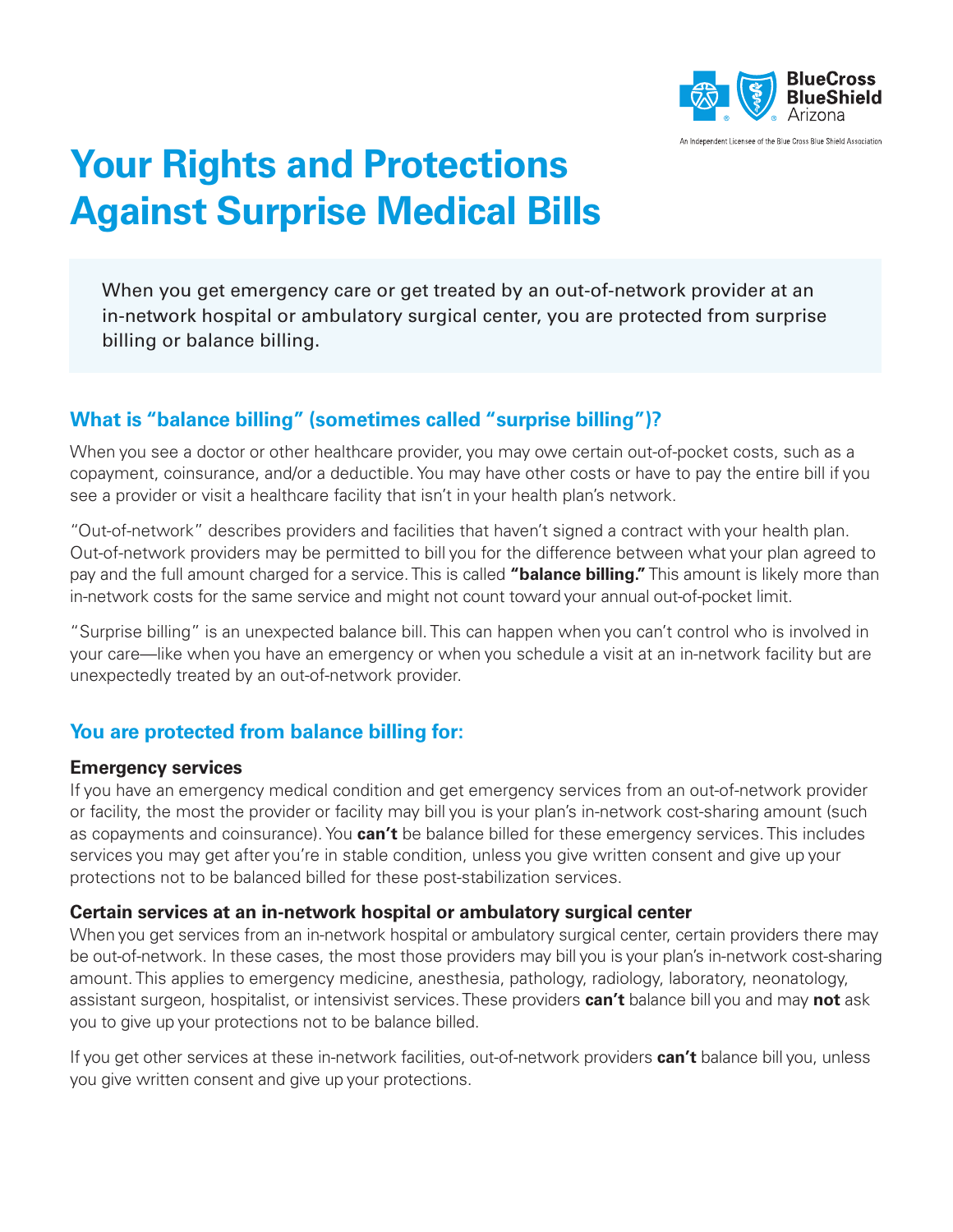BlueCross BlueShield Arizona

An Independent Licensee of the Blue Cross Blue Shield Association

# Your Rights and Protections Against Surprise Medical Bills

When you get emergency care or get treated by an out-of-network provider at an in-network hospital or ambulatory surgical center, you are protected from surprise billing or balance billing.

## What is "balance billing" (sometimes called "surprise billing")?

When you see a doctor or other healthcare provider, you may owe certain out-of-pocket costs, such as a copayment, coinsurance, and/or a deductible. You may have other costs or have to pay the entire bill if you see a provider or visit a healthcare facility that isn't in your health plan's network.

"Out-of-network" describes providers and facilities that haven't signed a contract with your health plan. Out-of-network providers may be permitted to bill you for the difference between what your plan agreed to pay and the full amount charged for a service. This is called **"balance billing."** This amount is likely more than in-network costs for the same service and might not count toward your annual out-of-pocket limit.

"Surprise billing" is an unexpected balance bill. This can happen when you can't control who is involved in your care—like when you have an emergency or when you schedule a visit at an in-network facility but are unexpectedly treated by an out-of-network provider.

## You are protected from balance billing for:

### Emergency services

If you have an emergency medical condition and get emergency services from an out-of-network provider or facility, the most the provider or facility may bill you is your plan's in-network cost-sharing amount (such as copayments and coinsurance). You **can't** be balance billed for these emergency services. This includes services you may get after you're in stable condition, unless you give written consent and give up your protections not to be balanced billed for these post-stabilization services.

### Certain services at an in-network hospital or ambulatory surgical center

When you get services from an in-network hospital or ambulatory surgical center, certain providers there may be out-of-network. In these cases, the most those providers may bill you is your plan's in-network cost-sharing amount. This applies to emergency medicine, anesthesia, pathology, radiology, laboratory, neonatology, assistant surgeon, hospitalist, or intensivist services. These providers **can't** balance bill you and may **not** ask you to give up your protections not to be balance billed.

If you get other services at these in-network facilities, out-of-network providers **can't** balance bill you, unless you give written consent and give up your protections.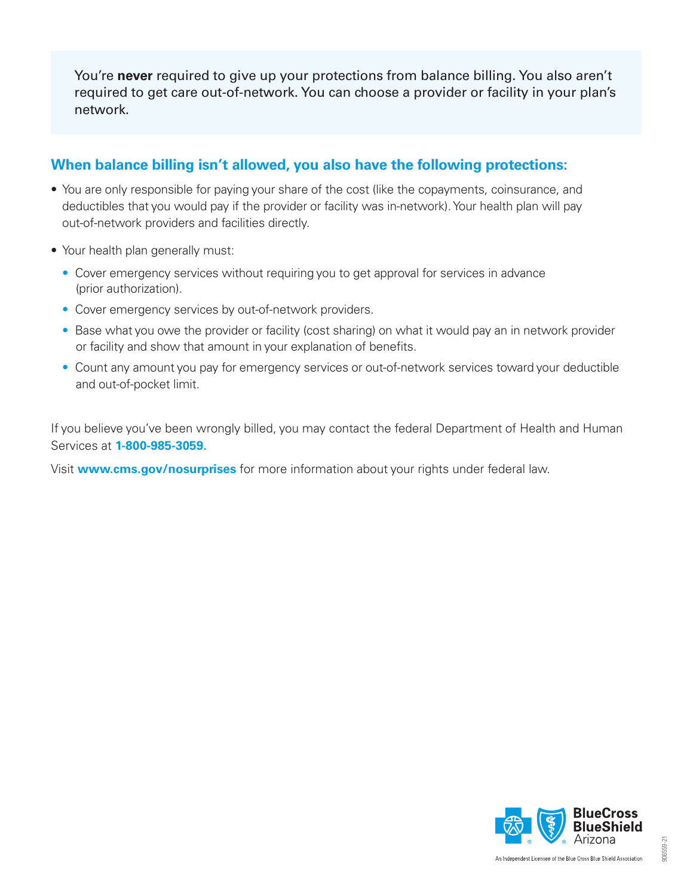You're **never** required to give up your protections from balance billing. You also aren't required to get care out-of-network. You can choose a provider or facility in your plan's network.

## When balance billing isn't allowed, you also have the following protections:

- You are only responsible for paying your share of the cost (like the copayments, coinsurance, and deductibles that you would pay if the provider or facility was in-network). Your health plan will pay out-of-network providers and facilities directly.
- Your health plan generally must:
  - Cover emergency services without requiring you to get approval for services in advance (prior authorization).
  - Cover emergency services by out-of-network providers.
  - Base what you owe the provider or facility (cost sharing) on what it would pay an in network provider or facility and show that amount in your explanation of benefits.
  - Count any amount you pay for emergency services or out-of-network services toward your deductible and out-of-pocket limit.

If you believe you've been wrongly billed, you may contact the federal Department of Health and Human Services at **1-800-985-3059.**

Visit **www.cms.gov/nosurprises** for more information about your rights under federal law.

BlueCross BlueShield Arizona

An Independent Licensee of the Blue Cross Blue Shield Association

906559-21